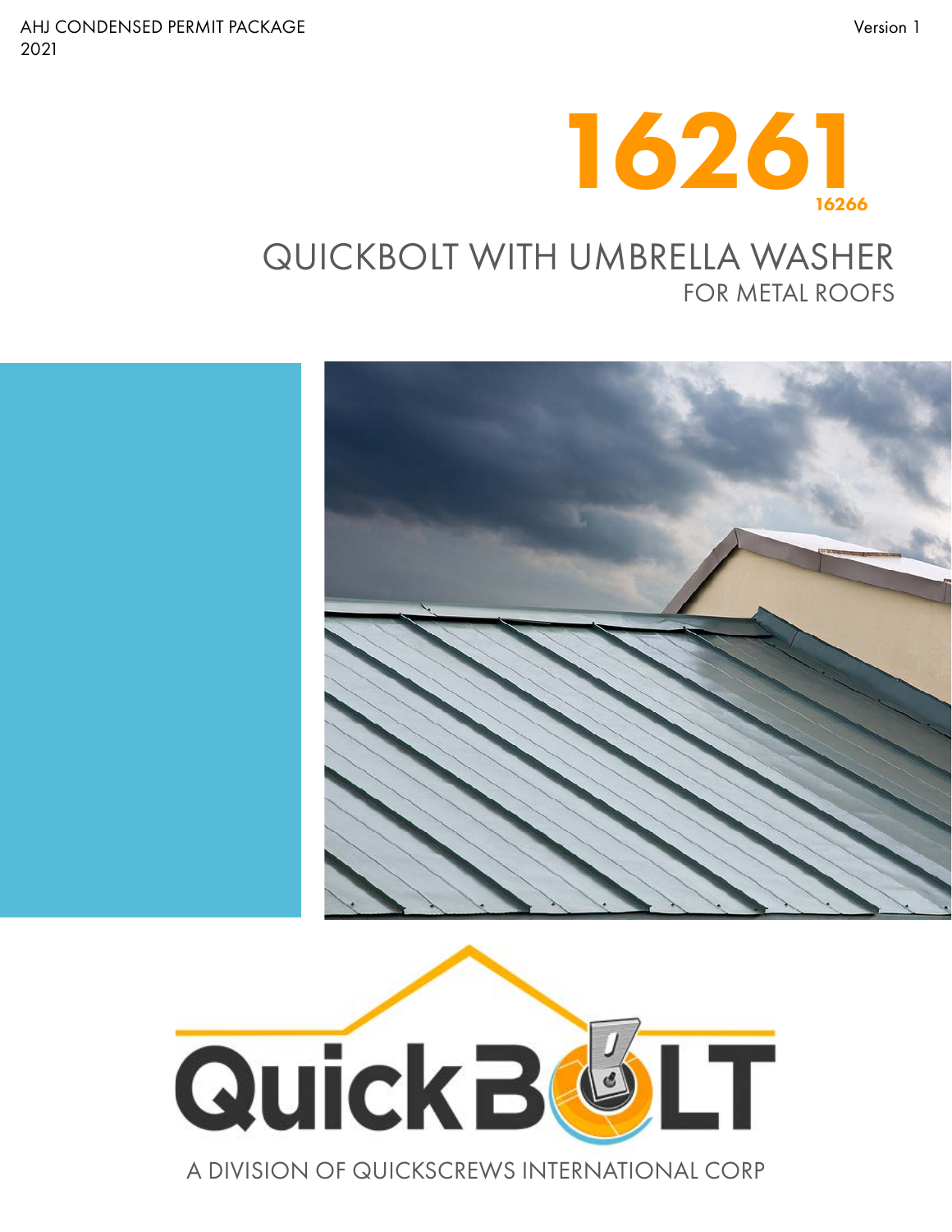AHJ CONDENSED PERMIT PACKAGE
2021

Version 1

# 16261

**16266**

## QUICKBOLT WITH UMBRELLA WASHER

### FOR METAL ROOFS

QuickBOLT

A DIVISION OF QUICKSCREWS INTERNATIONAL CORP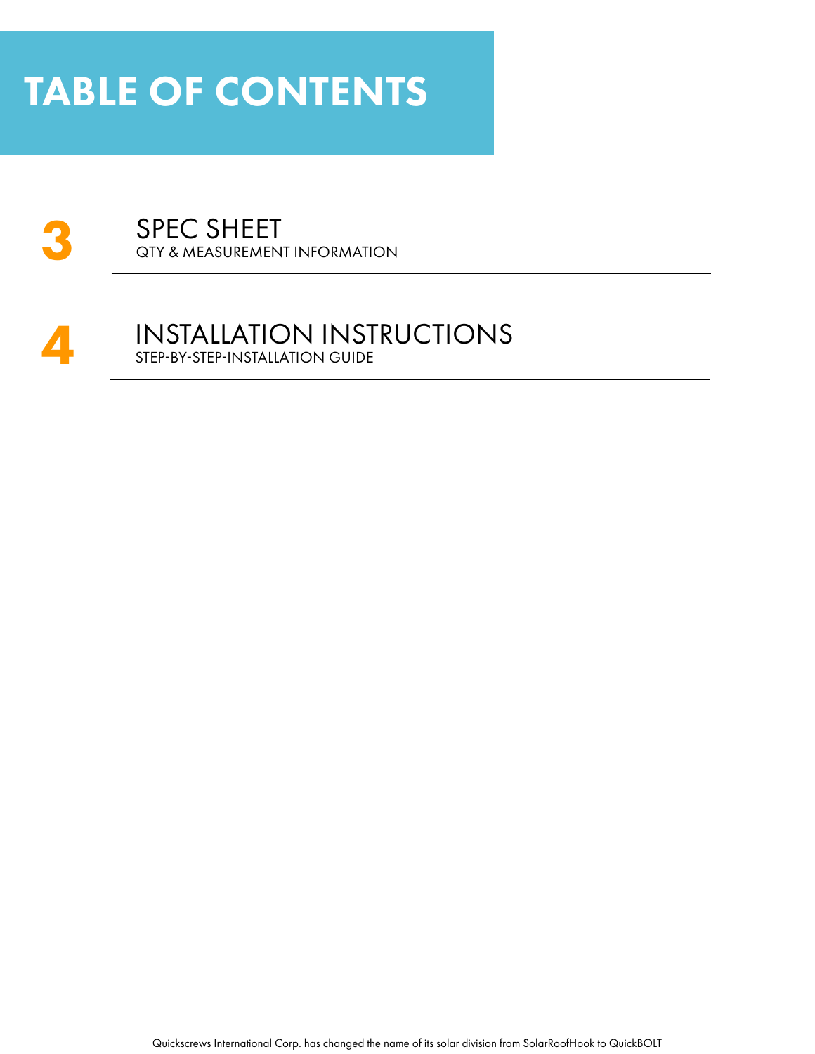# TABLE OF CONTENTS

**3** SPEC SHEET
QTY & MEASUREMENT INFORMATION

**4** INSTALLATION INSTRUCTIONS
STEP-BY-STEP-INSTALLATION GUIDE

Quickscrews International Corp. has changed the name of its solar division from SolarRoofHook to QuickBOLT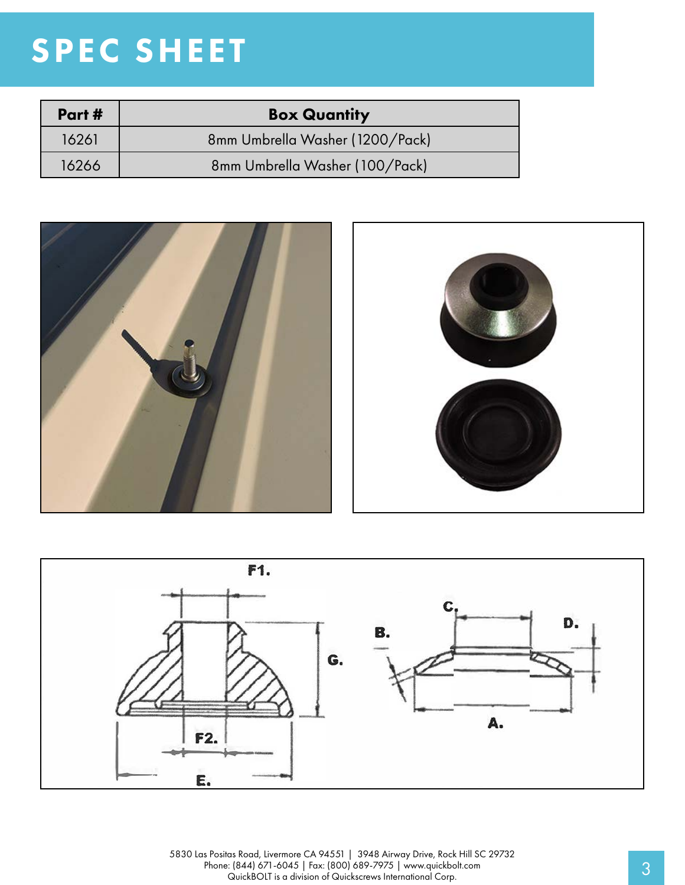# SPEC SHEET

| Part # | Box Quantity |
|---|---|
| 16261 | 8mm Umbrella Washer (1200/Pack) |
| 16266 | 8mm Umbrella Washer (100/Pack) |

5830 Las Positas Road, Livermore CA 94551 | 3948 Airway Drive, Rock Hill SC 29732
Phone: (844) 671-6045 | Fax: (800) 689-7975 | www.quickbolt.com
QuickBOLT is a division of Quickscrews International Corp.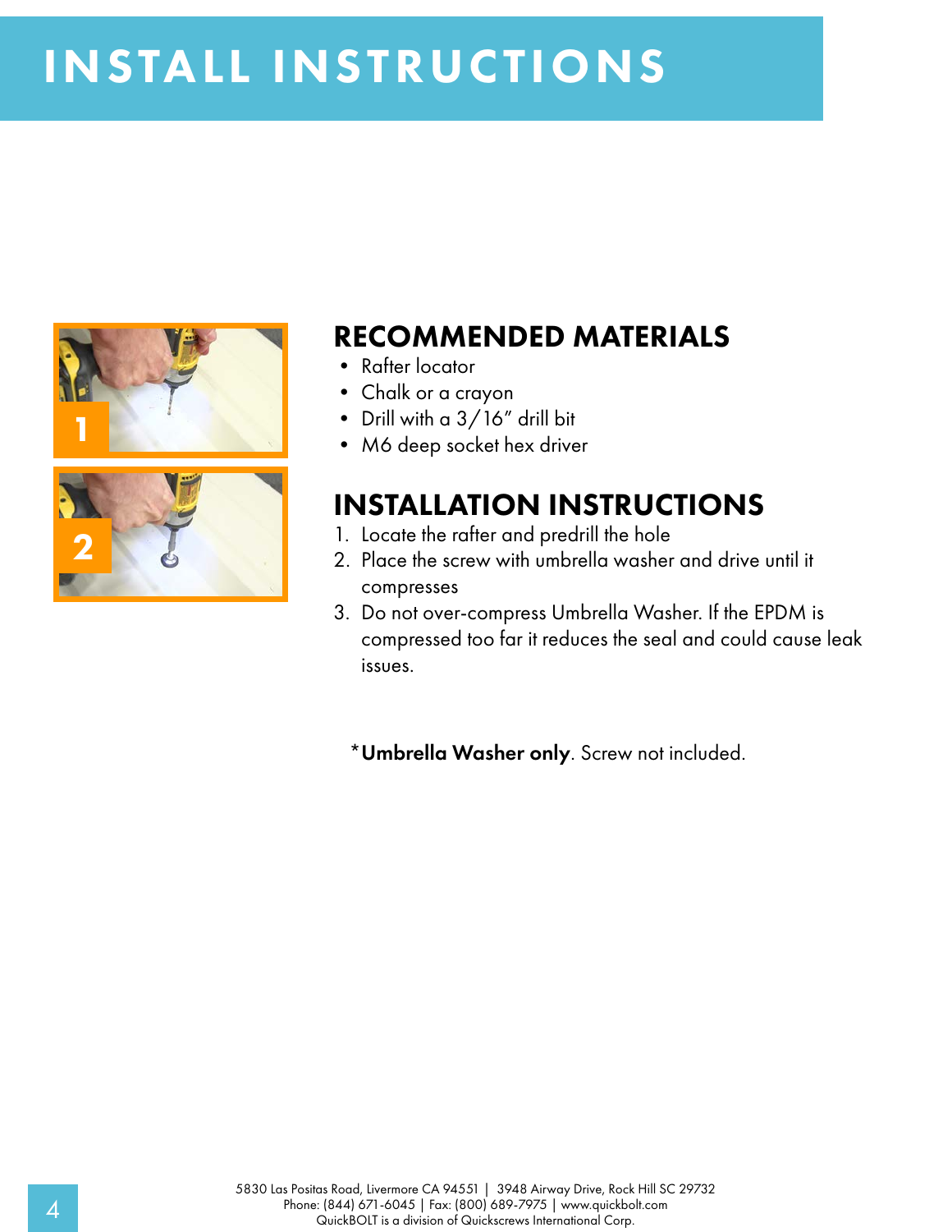# INSTALL INSTRUCTIONS

1

2

## RECOMMENDED MATERIALS

- Rafter locator
- Chalk or a crayon
- Drill with a 3/16" drill bit
- M6 deep socket hex driver

## INSTALLATION INSTRUCTIONS

1. Locate the rafter and predrill the hole
2. Place the screw with umbrella washer and drive until it compresses
3. Do not over-compress Umbrella Washer. If the EPDM is compressed too far it reduces the seal and could cause leak issues.

*__Umbrella Washer only__. Screw not included.

5830 Las Positas Road, Livermore CA 94551 | 3948 Airway Drive, Rock Hill SC 29732
Phone: (844) 671-6045 | Fax: (800) 689-7975 | www.quickbolt.com
QuickBOLT is a division of Quickscrews International Corp.